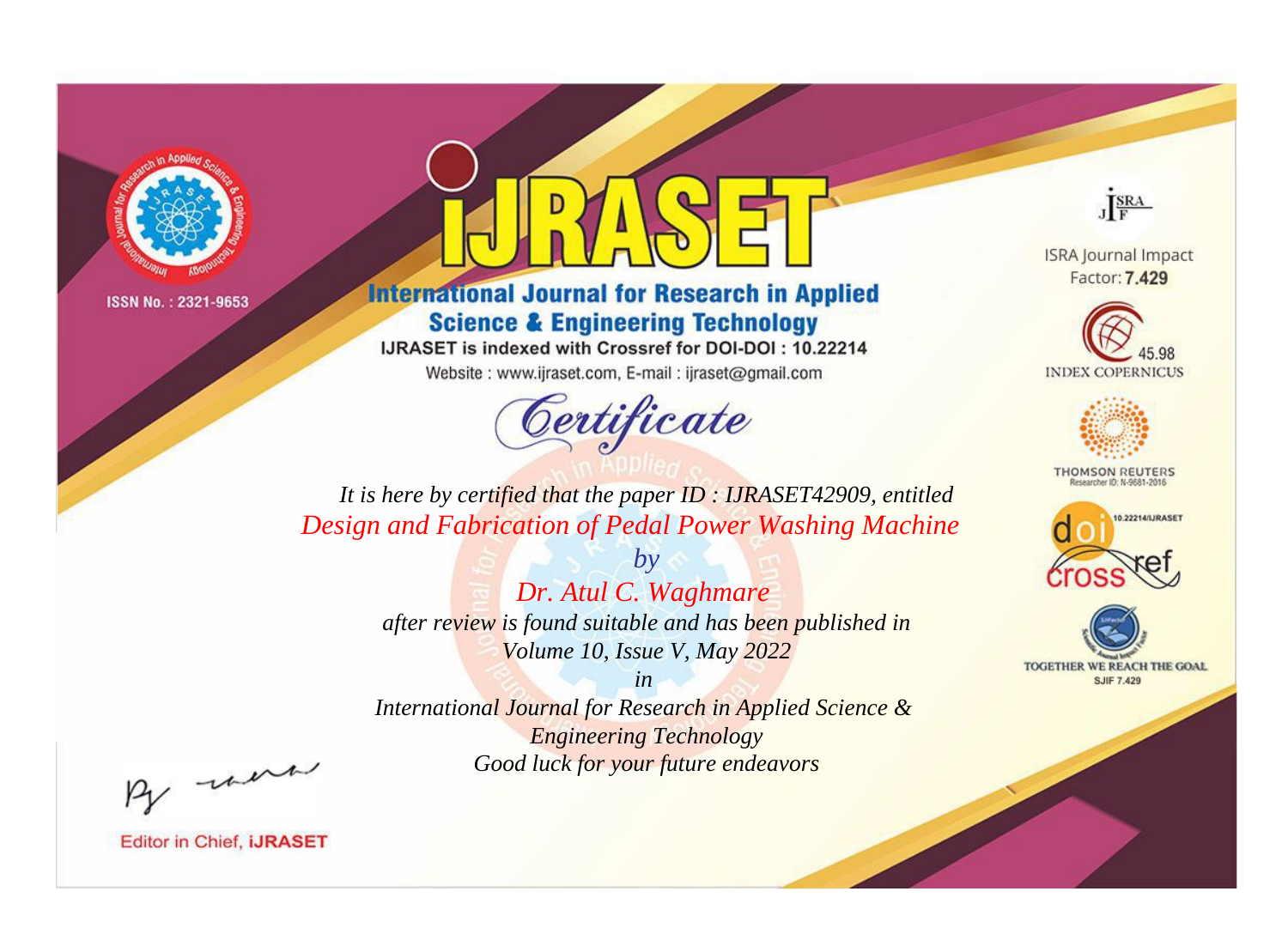ISSN No. : 2321-9653

# IJRASET

## International Journal for Research in Applied Science & Engineering Technology

IJRASET is indexed with Crossref for DOI-DOI : 10.22214

Website : www.ijraset.com, E-mail : ijraset@gmail.com

## Certificate

*It is here by certified that the paper ID : IJRASET42909, entitled*

*Design and Fabrication of Pedal Power Washing Machine*

*by*

*Dr. Atul C. Waghmare*

*after review is found suitable and has been published in*

*Volume 10, Issue V, May 2022*

*in*

*International Journal for Research in Applied Science & Engineering Technology*

*Good luck for your future endeavors*

ISRA Journal Impact Factor: **7.429**

45.98 INDEX COPERNICUS

THOMSON REUTERS Researcher ID: N-9681-2016

10.22214/IJRASET

TOGETHER WE REACH THE GOAL SJIF 7.429

Editor in Chief, **iJRASET**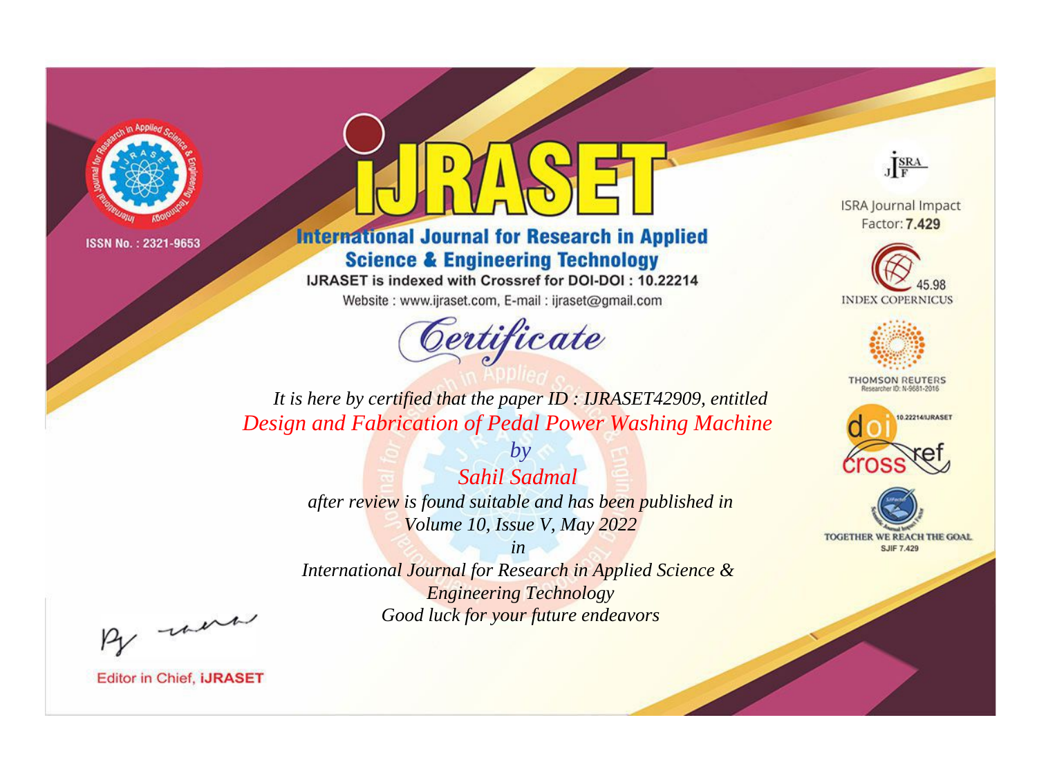ISSN No. : 2321-9653

# iJRASET

## International Journal for Research in Applied Science & Engineering Technology

IJRASET is indexed with Crossref for DOI-DOI : 10.22214

Website : www.ijraset.com, E-mail : ijraset@gmail.com

# Certificate

*It is here by certified that the paper ID : IJRASET42909, entitled*

*Design and Fabrication of Pedal Power Washing Machine*

*by*

*Sahil Sadmal*

*after review is found suitable and has been published in*

*Volume 10, Issue V, May 2022*

*in*

*International Journal for Research in Applied Science & Engineering Technology*

*Good luck for your future endeavors*

ISRA Journal Impact Factor: **7.429**

45.98 INDEX COPERNICUS

THOMSON REUTERS Researcher ID: N-9681-2016

10.22214/IJRASET

TOGETHER WE REACH THE GOAL SJIF 7.429

Editor in Chief, **iJRASET**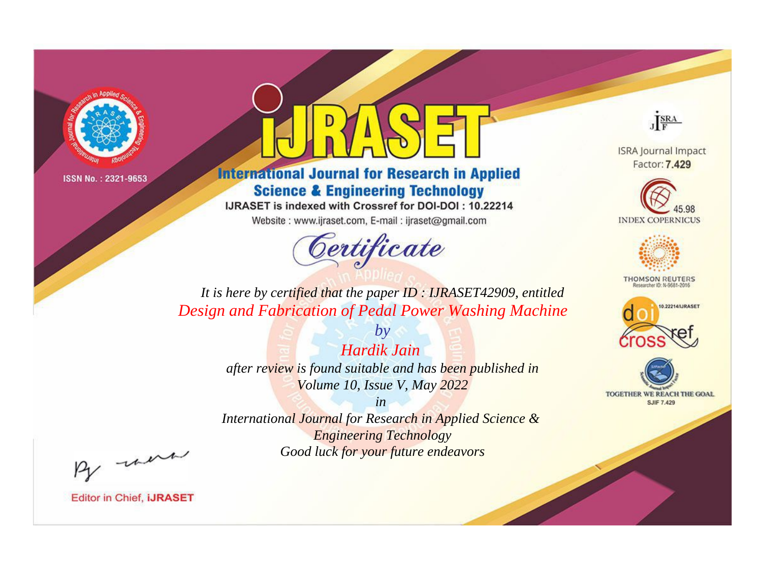ISSN No. : 2321-9653

# iJRASET

## International Journal for Research in Applied Science & Engineering Technology

IJRASET is indexed with Crossref for DOI-DOI : 10.22214

Website : www.ijraset.com, E-mail : ijraset@gmail.com

ISRA Journal Impact Factor: **7.429**

45.98 INDEX COPERNICUS

THOMSON REUTERS Researcher ID: N-9681-2016

10.22214/IJRASET

TOGETHER WE REACH THE GOAL SJIF 7.429

*Certificate*

*It is here by certified that the paper ID : IJRASET42909, entitled*

*Design and Fabrication of Pedal Power Washing Machine*

*by*

*Hardik Jain*

*after review is found suitable and has been published in*

*Volume 10, Issue V, May 2022*

*in*

*International Journal for Research in Applied Science & Engineering Technology*

*Good luck for your future endeavors*

Editor in Chief, **iJRASET**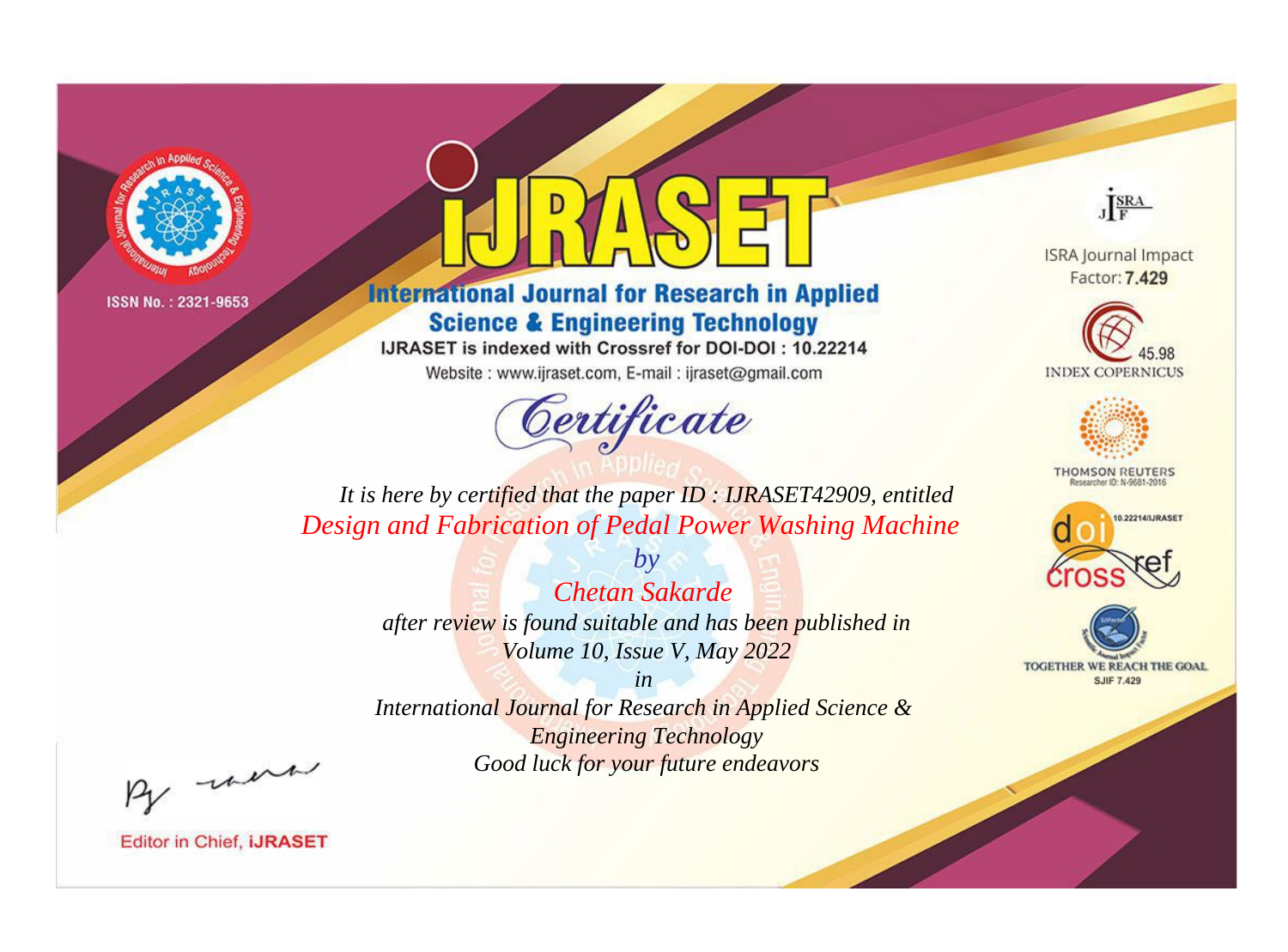ISSN No. : 2321-9653

# iJRASET

## International Journal for Research in Applied Science & Engineering Technology

IJRASET is indexed with Crossref for DOI-DOI : 10.22214

Website : www.ijraset.com, E-mail : ijraset@gmail.com

# Certificate

*It is here by certified that the paper ID : IJRASET42909, entitled*

*Design and Fabrication of Pedal Power Washing Machine*

*by*

*Chetan Sakarde*

*after review is found suitable and has been published in*

*Volume 10, Issue V, May 2022*

*in*

*International Journal for Research in Applied Science & Engineering Technology*

*Good luck for your future endeavors*

ISRA Journal Impact Factor: **7.429**

45.98 INDEX COPERNICUS

THOMSON REUTERS Researcher ID: N-9681-2016

10.22214/IJRASET

TOGETHER WE REACH THE GOAL SJIF 7.429

Editor in Chief, **iJRASET**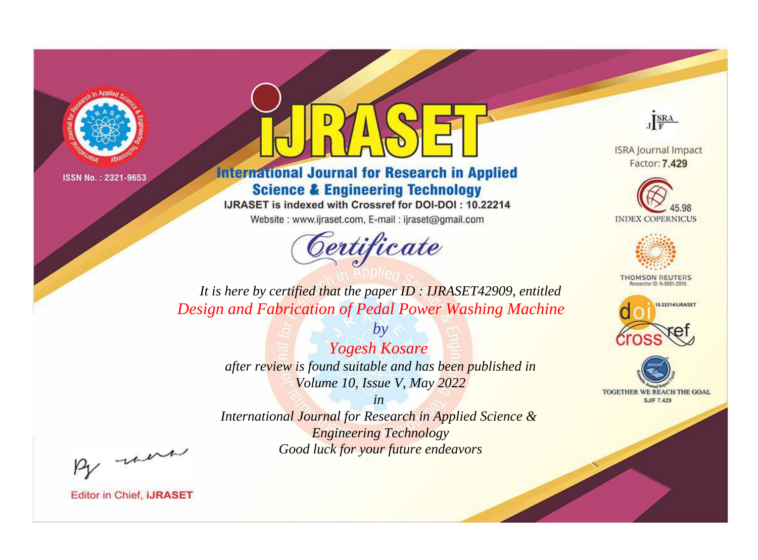ISSN No. : 2321-9653

# iJRASET

## International Journal for Research in Applied Science & Engineering Technology

IJRASET is indexed with Crossref for DOI-DOI : 10.22214

Website : www.ijraset.com, E-mail : ijraset@gmail.com

*Certificate*

*It is here by certified that the paper ID : IJRASET42909, entitled*

*Design and Fabrication of Pedal Power Washing Machine*

*by*

*Yogesh Kosare*

*after review is found suitable and has been published in*

*Volume 10, Issue V, May 2022*

*in*

*International Journal for Research in Applied Science & Engineering Technology*

*Good luck for your future endeavors*

Editor in Chief, iJRASET

ISRA Journal Impact Factor: **7.429**

45.98 INDEX COPERNICUS

THOMSON REUTERS Researcher ID: N-9681-2016

10.22214/IJRASET

TOGETHER WE REACH THE GOAL SJIF 7.429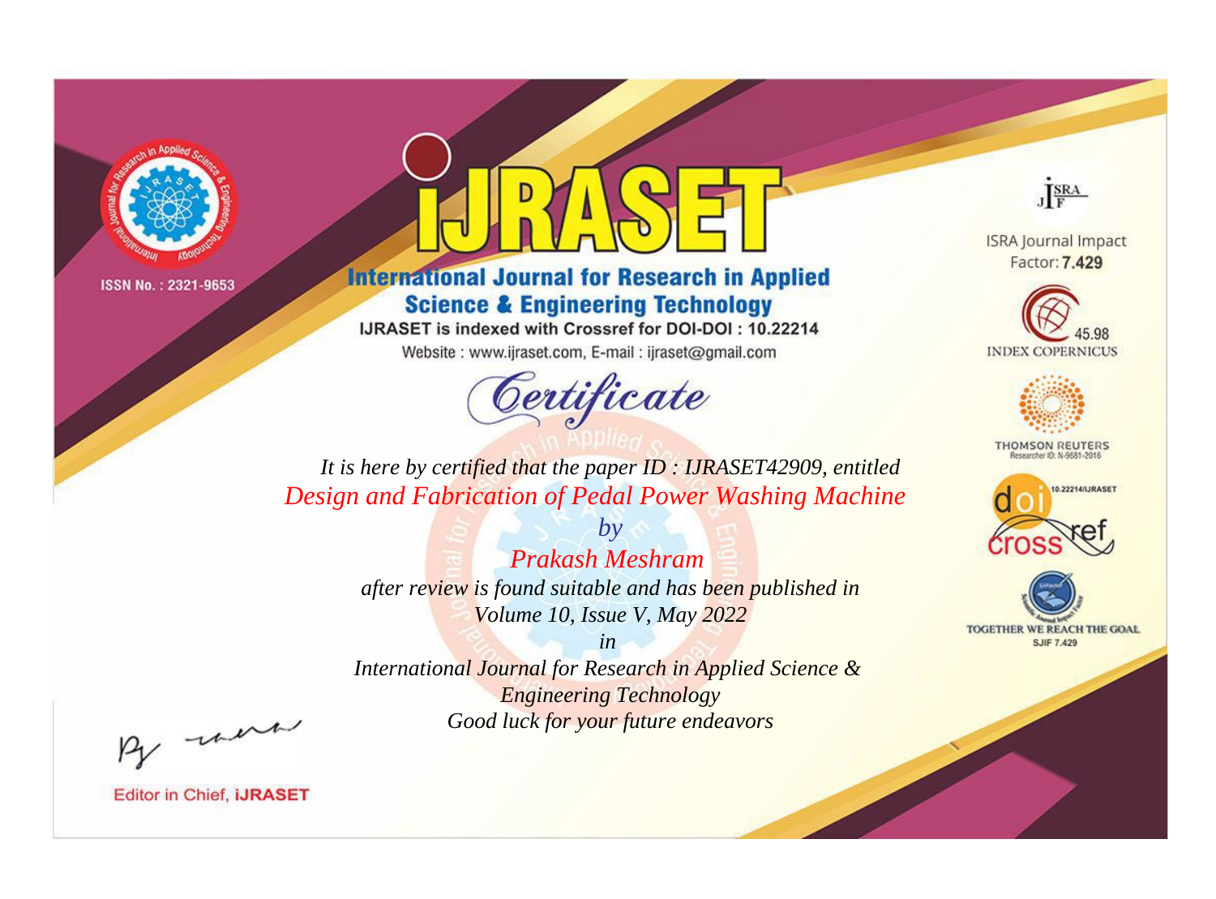ISSN No. : 2321-9653

# iJRASET

## International Journal for Research in Applied Science & Engineering Technology

IJRASET is indexed with Crossref for DOI-DOI : 10.22214

Website : www.ijraset.com, E-mail : ijraset@gmail.com

# Certificate

*It is here by certified that the paper ID : IJRASET42909, entitled*

*Design and Fabrication of Pedal Power Washing Machine*

*by*

*Prakash Meshram*

*after review is found suitable and has been published in*

*Volume 10, Issue V, May 2022*

*in*

*International Journal for Research in Applied Science & Engineering Technology*

*Good luck for your future endeavors*

ISRA Journal Impact Factor: **7.429**

45.98 INDEX COPERNICUS

THOMSON REUTERS Researcher ID: N-9681-2016

10.22214/IJRASET

TOGETHER WE REACH THE GOAL SJIF 7.429

Editor in Chief, **iJRASET**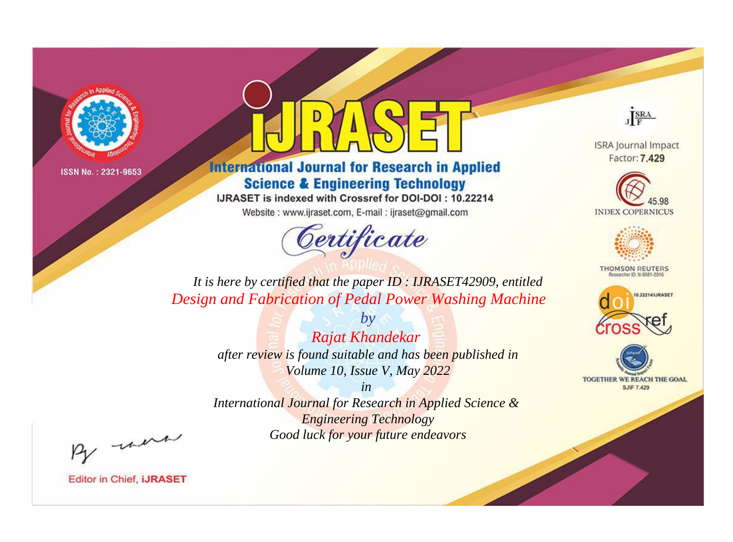ISSN No. : 2321-9653

# International Journal for Research in Applied Science & Engineering Technology

IJRASET is indexed with Crossref for DOI-DOI : 10.22214

Website : www.ijraset.com, E-mail : ijraset@gmail.com

## Certificate

*It is here by certified that the paper ID : IJRASET42909, entitled*

*Design and Fabrication of Pedal Power Washing Machine*

*by*

*Rajat Khandekar*

*after review is found suitable and has been published in*

*Volume 10, Issue V, May 2022*

*in*

*International Journal for Research in Applied Science & Engineering Technology*

*Good luck for your future endeavors*

ISRA Journal Impact Factor: **7.429**

45.98 INDEX COPERNICUS

THOMSON REUTERS Researcher ID: N-9681-2016

10.22214/IJRASET

TOGETHER WE REACH THE GOAL SJIF 7.429

Editor in Chief, **iJRASET**